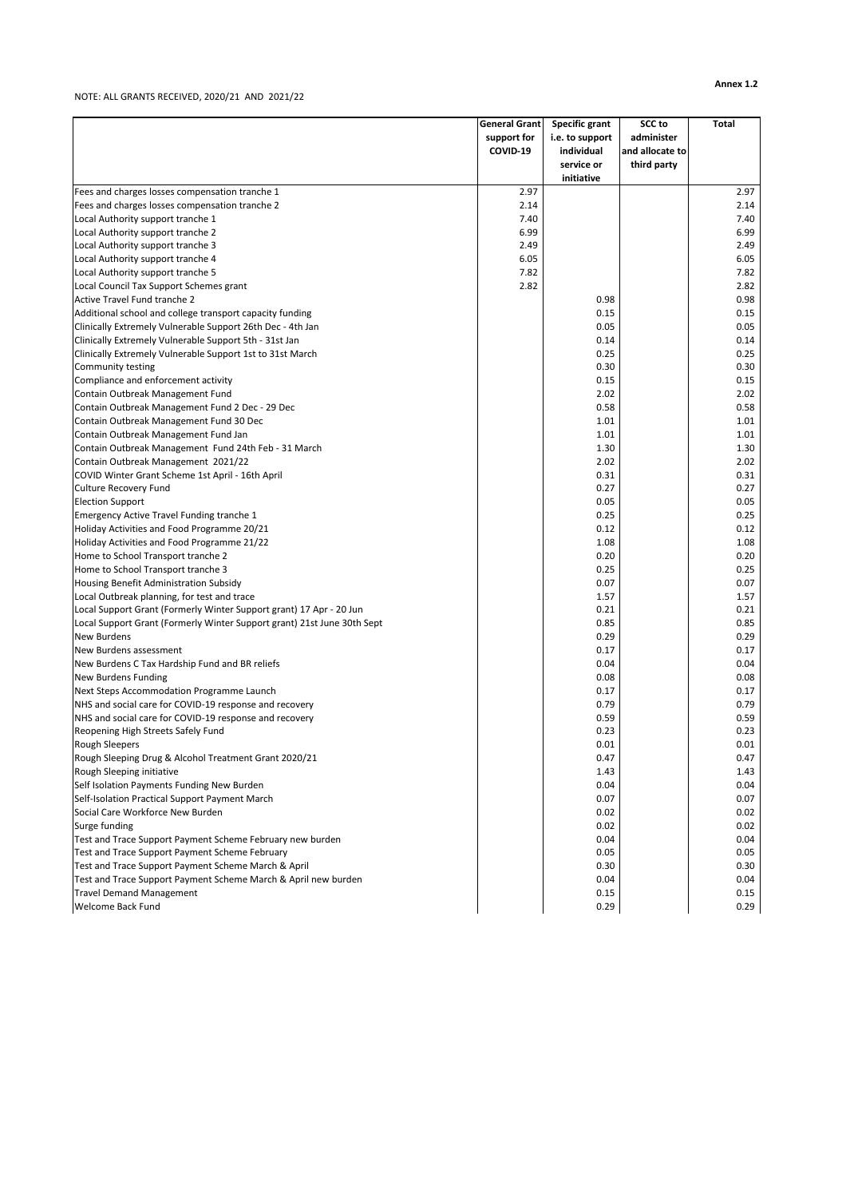NOTE: ALL GRANTS RECEIVED, 2020/21 AND 2021/22

**Annex 1.2**

| | General Grant support for COVID-19 | Specific grant i.e. to support individual service or initiative | SCC to administer and allocate to third party | Total |
|---|---|---|---|---|
| Fees and charges losses compensation tranche 1 | 2.97 | | | 2.97 |
| Fees and charges losses compensation tranche 2 | 2.14 | | | 2.14 |
| Local Authority support tranche 1 | 7.40 | | | 7.40 |
| Local Authority support tranche 2 | 6.99 | | | 6.99 |
| Local Authority support tranche 3 | 2.49 | | | 2.49 |
| Local Authority support tranche 4 | 6.05 | | | 6.05 |
| Local Authority support tranche 5 | 7.82 | | | 7.82 |
| Local Council Tax Support Schemes grant | 2.82 | | | 2.82 |
| Active Travel Fund tranche 2 | | 0.98 | | 0.98 |
| Additional school and college transport capacity funding | | 0.15 | | 0.15 |
| Clinically Extremely Vulnerable Support 26th Dec - 4th Jan | | 0.05 | | 0.05 |
| Clinically Extremely Vulnerable Support 5th - 31st Jan | | 0.14 | | 0.14 |
| Clinically Extremely Vulnerable Support 1st to 31st March | | 0.25 | | 0.25 |
| Community testing | | 0.30 | | 0.30 |
| Compliance and enforcement activity | | 0.15 | | 0.15 |
| Contain Outbreak Management Fund | | 2.02 | | 2.02 |
| Contain Outbreak Management Fund 2 Dec - 29 Dec | | 0.58 | | 0.58 |
| Contain Outbreak Management Fund 30 Dec | | 1.01 | | 1.01 |
| Contain Outbreak Management Fund Jan | | 1.01 | | 1.01 |
| Contain Outbreak Management Fund 24th Feb - 31 March | | 1.30 | | 1.30 |
| Contain Outbreak Management 2021/22 | | 2.02 | | 2.02 |
| COVID Winter Grant Scheme 1st April - 16th April | | 0.31 | | 0.31 |
| Culture Recovery Fund | | 0.27 | | 0.27 |
| Election Support | | 0.05 | | 0.05 |
| Emergency Active Travel Funding tranche 1 | | 0.25 | | 0.25 |
| Holiday Activities and Food Programme 20/21 | | 0.12 | | 0.12 |
| Holiday Activities and Food Programme 21/22 | | 1.08 | | 1.08 |
| Home to School Transport tranche 2 | | 0.20 | | 0.20 |
| Home to School Transport tranche 3 | | 0.25 | | 0.25 |
| Housing Benefit Administration Subsidy | | 0.07 | | 0.07 |
| Local Outbreak planning, for test and trace | | 1.57 | | 1.57 |
| Local Support Grant (Formerly Winter Support grant) 17 Apr - 20 Jun | | 0.21 | | 0.21 |
| Local Support Grant (Formerly Winter Support grant) 21st June 30th Sept | | 0.85 | | 0.85 |
| New Burdens | | 0.29 | | 0.29 |
| New Burdens assessment | | 0.17 | | 0.17 |
| New Burdens C Tax Hardship Fund and BR reliefs | | 0.04 | | 0.04 |
| New Burdens Funding | | 0.08 | | 0.08 |
| Next Steps Accommodation Programme Launch | | 0.17 | | 0.17 |
| NHS and social care for COVID-19 response and recovery | | 0.79 | | 0.79 |
| NHS and social care for COVID-19 response and recovery | | 0.59 | | 0.59 |
| Reopening High Streets Safely Fund | | 0.23 | | 0.23 |
| Rough Sleepers | | 0.01 | | 0.01 |
| Rough Sleeping Drug & Alcohol Treatment Grant 2020/21 | | 0.47 | | 0.47 |
| Rough Sleeping initiative | | 1.43 | | 1.43 |
| Self Isolation Payments Funding New Burden | | 0.04 | | 0.04 |
| Self-Isolation Practical Support Payment March | | 0.07 | | 0.07 |
| Social Care Workforce New Burden | | 0.02 | | 0.02 |
| Surge funding | | 0.02 | | 0.02 |
| Test and Trace Support Payment Scheme February new burden | | 0.04 | | 0.04 |
| Test and Trace Support Payment Scheme February | | 0.05 | | 0.05 |
| Test and Trace Support Payment Scheme March & April | | 0.30 | | 0.30 |
| Test and Trace Support Payment Scheme March & April new burden | | 0.04 | | 0.04 |
| Travel Demand Management | | 0.15 | | 0.15 |
| Welcome Back Fund | | 0.29 | | 0.29 |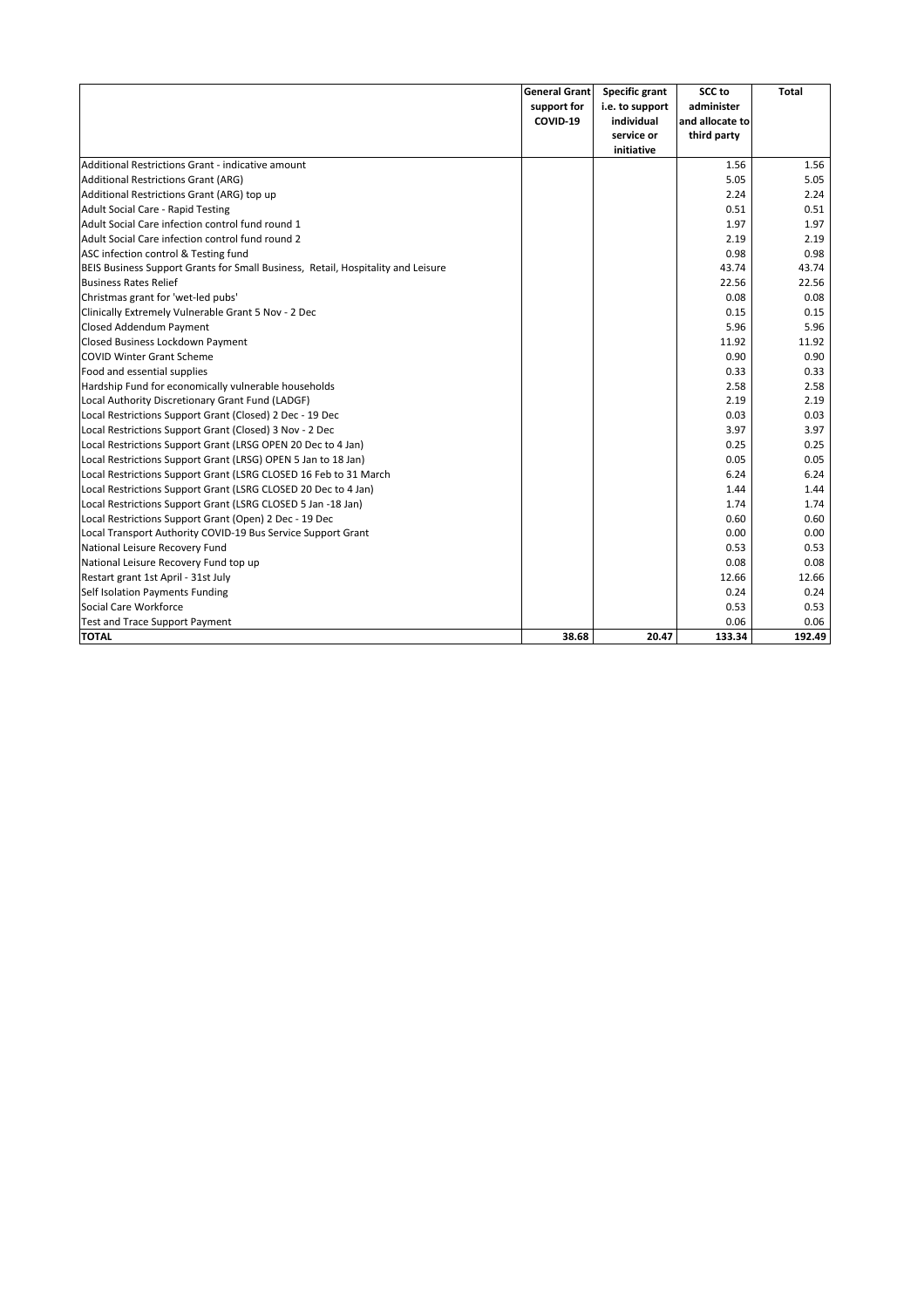| | General Grant support for COVID-19 | Specific grant i.e. to support individual service or initiative | SCC to administer and allocate to third party | Total |
|---|---|---|---|---|
| Additional Restrictions Grant - indicative amount | | | 1.56 | 1.56 |
| Additional Restrictions Grant (ARG) | | | 5.05 | 5.05 |
| Additional Restrictions Grant (ARG) top up | | | 2.24 | 2.24 |
| Adult Social Care - Rapid Testing | | | 0.51 | 0.51 |
| Adult Social Care infection control fund round 1 | | | 1.97 | 1.97 |
| Adult Social Care infection control fund round 2 | | | 2.19 | 2.19 |
| ASC infection control & Testing fund | | | 0.98 | 0.98 |
| BEIS Business Support Grants for Small Business, Retail, Hospitality and Leisure | | | 43.74 | 43.74 |
| Business Rates Relief | | | 22.56 | 22.56 |
| Christmas grant for 'wet-led pubs' | | | 0.08 | 0.08 |
| Clinically Extremely Vulnerable Grant 5 Nov - 2 Dec | | | 0.15 | 0.15 |
| Closed Addendum Payment | | | 5.96 | 5.96 |
| Closed Business Lockdown Payment | | | 11.92 | 11.92 |
| COVID Winter Grant Scheme | | | 0.90 | 0.90 |
| Food and essential supplies | | | 0.33 | 0.33 |
| Hardship Fund for economically vulnerable households | | | 2.58 | 2.58 |
| Local Authority Discretionary Grant Fund (LADGF) | | | 2.19 | 2.19 |
| Local Restrictions Support Grant (Closed) 2 Dec - 19 Dec | | | 0.03 | 0.03 |
| Local Restrictions Support Grant (Closed) 3 Nov - 2 Dec | | | 3.97 | 3.97 |
| Local Restrictions Support Grant (LRSG OPEN 20 Dec to 4 Jan) | | | 0.25 | 0.25 |
| Local Restrictions Support Grant (LRSG) OPEN 5 Jan to 18 Jan) | | | 0.05 | 0.05 |
| Local Restrictions Support Grant (LSRG CLOSED 16 Feb to 31 March | | | 6.24 | 6.24 |
| Local Restrictions Support Grant (LSRG CLOSED 20 Dec to 4 Jan) | | | 1.44 | 1.44 |
| Local Restrictions Support Grant (LSRG CLOSED 5 Jan -18 Jan) | | | 1.74 | 1.74 |
| Local Restrictions Support Grant (Open) 2 Dec - 19 Dec | | | 0.60 | 0.60 |
| Local Transport Authority COVID-19 Bus Service Support Grant | | | 0.00 | 0.00 |
| National Leisure Recovery Fund | | | 0.53 | 0.53 |
| National Leisure Recovery Fund top up | | | 0.08 | 0.08 |
| Restart grant 1st April - 31st July | | | 12.66 | 12.66 |
| Self Isolation Payments Funding | | | 0.24 | 0.24 |
| Social Care Workforce | | | 0.53 | 0.53 |
| Test and Trace Support Payment | | | 0.06 | 0.06 |
| **TOTAL** | **38.68** | **20.47** | **133.34** | **192.49** |